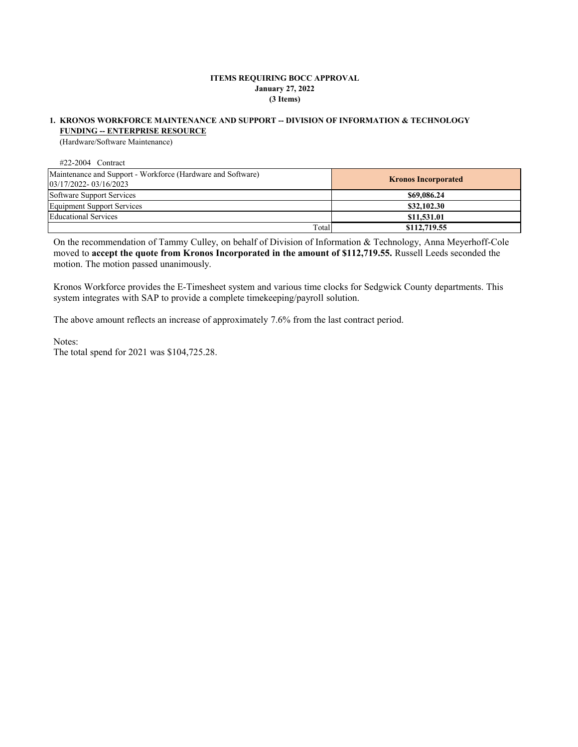**ITEMS REQUIRING BOCC APPROVAL**
**January 27, 2022**
**(3 Items)**

**1. KRONOS WORKFORCE MAINTENANCE AND SUPPORT -- DIVISION OF INFORMATION & TECHNOLOGY**
**FUNDING -- ENTERPRISE RESOURCE**
(Hardware/Software Maintenance)

#22-2004 Contract

| Maintenance and Support - Workforce (Hardware and Software) 03/17/2022- 03/16/2023 | **Kronos Incorporated** |
|---|---|
| Software Support Services | **$69,086.24** |
| Equipment Support Services | **$32,102.30** |
| Educational Services | **$11,531.01** |
| Total | **$112,719.55** |

On the recommendation of Tammy Culley, on behalf of Division of Information & Technology, Anna Meyerhoff-Cole moved to **accept the quote from Kronos Incorporated in the amount of $112,719.55.** Russell Leeds seconded the motion. The motion passed unanimously.

Kronos Workforce provides the E-Timesheet system and various time clocks for Sedgwick County departments. This system integrates with SAP to provide a complete timekeeping/payroll solution.

The above amount reflects an increase of approximately 7.6% from the last contract period.

Notes:
The total spend for 2021 was $104,725.28.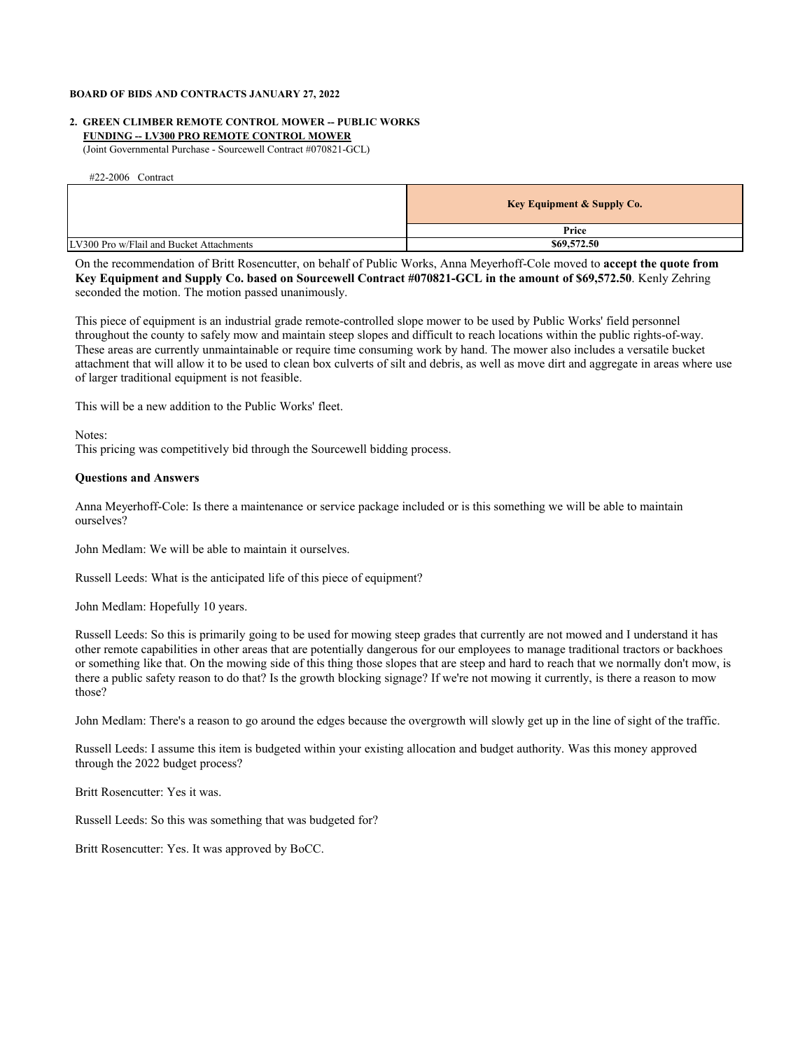**BOARD OF BIDS AND CONTRACTS JANUARY 27, 2022**

**2. GREEN CLIMBER REMOTE CONTROL MOWER -- PUBLIC WORKS**
**FUNDING -- LV300 PRO REMOTE CONTROL MOWER**
(Joint Governmental Purchase - Sourcewell Contract #070821-GCL)

#22-2006 Contract

| | **Key Equipment & Supply Co.** |
|---|---|
| | **Price** |
| LV300 Pro w/Flail and Bucket Attachments | **$69,572.50** |

On the recommendation of Britt Rosencutter, on behalf of Public Works, Anna Meyerhoff-Cole moved to **accept the quote from Key Equipment and Supply Co. based on Sourcewell Contract #070821-GCL in the amount of $69,572.50**. Kenly Zehring seconded the motion. The motion passed unanimously.

This piece of equipment is an industrial grade remote-controlled slope mower to be used by Public Works' field personnel throughout the county to safely mow and maintain steep slopes and difficult to reach locations within the public rights-of-way. These areas are currently unmaintainable or require time consuming work by hand. The mower also includes a versatile bucket attachment that will allow it to be used to clean box culverts of silt and debris, as well as move dirt and aggregate in areas where use of larger traditional equipment is not feasible.

This will be a new addition to the Public Works' fleet.

Notes:
This pricing was competitively bid through the Sourcewell bidding process.

**Questions and Answers**

Anna Meyerhoff-Cole: Is there a maintenance or service package included or is this something we will be able to maintain ourselves?

John Medlam: We will be able to maintain it ourselves.

Russell Leeds: What is the anticipated life of this piece of equipment?

John Medlam: Hopefully 10 years.

Russell Leeds: So this is primarily going to be used for mowing steep grades that currently are not mowed and I understand it has other remote capabilities in other areas that are potentially dangerous for our employees to manage traditional tractors or backhoes or something like that. On the mowing side of this thing those slopes that are steep and hard to reach that we normally don't mow, is there a public safety reason to do that? Is the growth blocking signage? If we're not mowing it currently, is there a reason to mow those?

John Medlam: There's a reason to go around the edges because the overgrowth will slowly get up in the line of sight of the traffic.

Russell Leeds: I assume this item is budgeted within your existing allocation and budget authority. Was this money approved through the 2022 budget process?

Britt Rosencutter: Yes it was.

Russell Leeds: So this was something that was budgeted for?

Britt Rosencutter: Yes. It was approved by BoCC.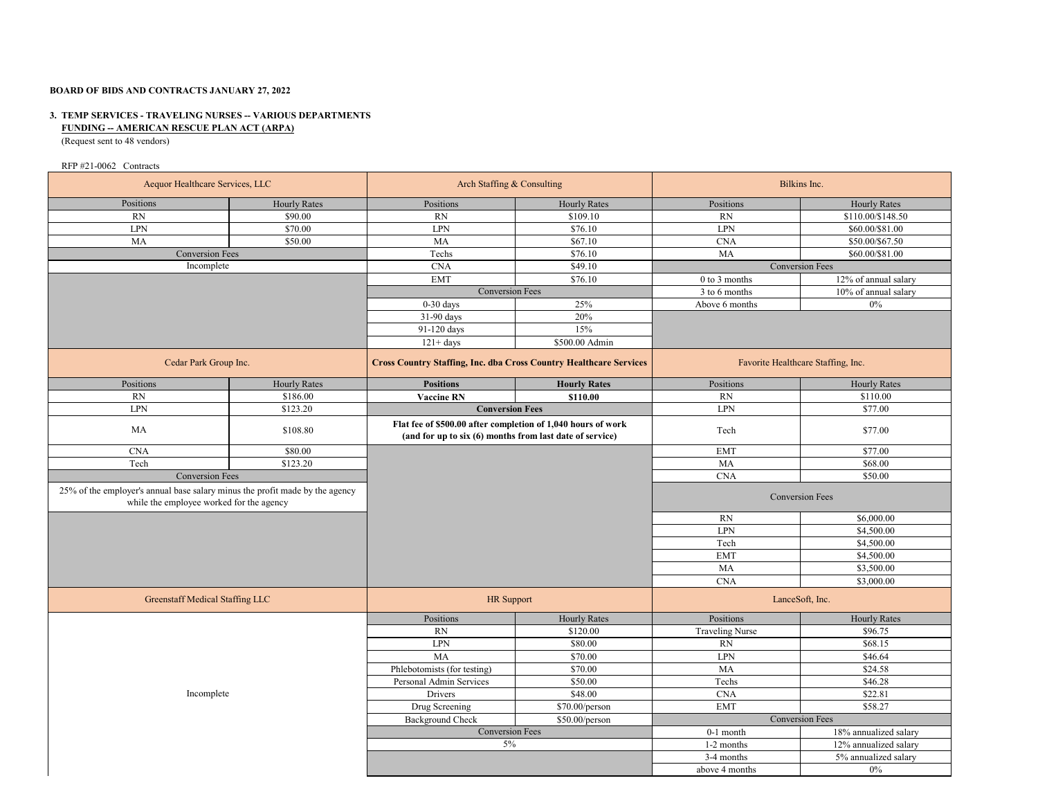**BOARD OF BIDS AND CONTRACTS JANUARY 27, 2022**

**3. TEMP SERVICES - TRAVELING NURSES -- VARIOUS DEPARTMENTS**
**FUNDING -- AMERICAN RESCUE PLAN ACT (ARPA)**
(Request sent to 48 vendors)

RFP #21-0062 Contracts

| Aequor Healthcare Services, LLC | | Arch Staffing & Consulting | | Bilkins Inc. | |
|---|---|---|---|---|---|
| Positions | Hourly Rates | Positions | Hourly Rates | Positions | Hourly Rates |
| RN | $90.00 | RN | $109.10 | RN | $110.00/$148.50 |
| LPN | $70.00 | LPN | $76.10 | LPN | $60.00/$81.00 |
| MA | $50.00 | MA | $67.10 | CNA | $50.00/$67.50 |
| Conversion Fees | | Techs | $76.10 | MA | $60.00/$81.00 |
| Incomplete | | CNA | $49.10 | Conversion Fees | |
| | | EMT | $76.10 | 0 to 3 months | 12% of annual salary |
| | | Conversion Fees | | 3 to 6 months | 10% of annual salary |
| | | 0-30 days | 25% | Above 6 months | 0% |
| | | 31-90 days | 20% | | |
| | | 91-120 days | 15% | | |
| | | 121+ days | $500.00 Admin | | |

| Cedar Park Group Inc. | | Cross Country Staffing, Inc. dba Cross Country Healthcare Services | | Favorite Healthcare Staffing, Inc. | |
|---|---|---|---|---|---|
| Positions | Hourly Rates | **Positions** | **Hourly Rates** | Positions | Hourly Rates |
| RN | $186.00 | **Vaccine RN** | **$110.00** | RN | $110.00 |
| LPN | $123.20 | **Conversion Fees** | | LPN | $77.00 |
| MA | $108.80 | **Flat fee of $500.00 after completion of 1,040 hours of work (and for up to six (6) months from last date of service)** | | Tech | $77.00 |
| CNA | $80.00 | | | EMT | $77.00 |
| Tech | $123.20 | | | MA | $68.00 |
| Conversion Fees | | | | CNA | $50.00 |
| 25% of the employer's annual base salary minus the profit made by the agency while the employee worked for the agency | | | | Conversion Fees | |
| | | | | RN | $6,000.00 |
| | | | | LPN | $4,500.00 |
| | | | | Tech | $4,500.00 |
| | | | | EMT | $4,500.00 |
| | | | | MA | $3,500.00 |
| | | | | CNA | $3,000.00 |

| Greenstaff Medical Staffing LLC | | HR Support | | LanceSoft, Inc. | |
|---|---|---|---|---|---|
| Incomplete | | Positions | Hourly Rates | Positions | Hourly Rates |
| | | RN | $120.00 | Traveling Nurse | $96.75 |
| | | LPN | $80.00 | RN | $68.15 |
| | | MA | $70.00 | LPN | $46.64 |
| | | Phlebotomists (for testing) | $70.00 | MA | $24.58 |
| | | Personal Admin Services | $50.00 | Techs | $46.28 |
| | | Drivers | $48.00 | CNA | $22.81 |
| | | Drug Screening | $70.00/person | EMT | $58.27 |
| | | Background Check | $50.00/person | Conversion Fees | |
| | | Conversion Fees | | 0-1 month | 18% annualized salary |
| | | 5% | | 1-2 months | 12% annualized salary |
| | | | | 3-4 months | 5% annualized salary |
| | | | | above 4 months | 0% |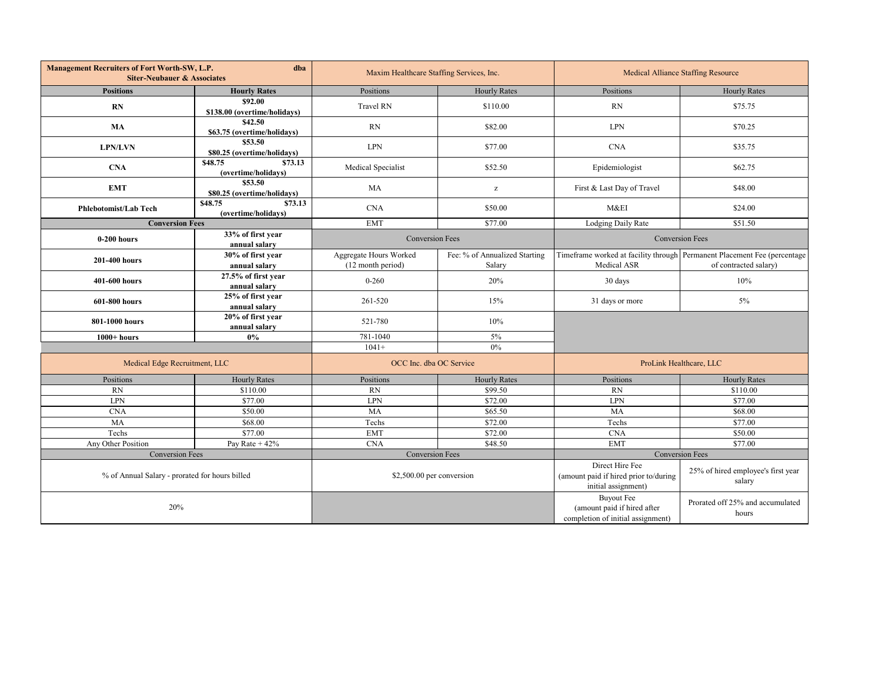| **Management Recruiters of Fort Worth-SW, L.P. dba Siter-Neubauer & Associates** | | Maxim Healthcare Staffing Services, Inc. | | Medical Alliance Staffing Resource | |
|---|---|---|---|---|---|
| **Positions** | **Hourly Rates** | Positions | Hourly Rates | Positions | Hourly Rates |
| **RN** | **$92.00 $138.00 (overtime/holidays)** | Travel RN | $110.00 | RN | $75.75 |
| **MA** | **$42.50 $63.75 (overtime/holidays)** | RN | $82.00 | LPN | $70.25 |
| **LPN/LVN** | **$53.50 $80.25 (overtime/holidays)** | LPN | $77.00 | CNA | $35.75 |
| **CNA** | **$48.75 $73.13 (overtime/holidays)** | Medical Specialist | $52.50 | Epidemiologist | $62.75 |
| **EMT** | **$53.50 $80.25 (overtime/holidays)** | MA | z | First & Last Day of Travel | $48.00 |
| **Phlebotomist/Lab Tech** | **$48.75 $73.13 (overtime/holidays)** | CNA | $50.00 | M&EI | $24.00 |
| **Conversion Fees** | | EMT | $77.00 | Lodging Daily Rate | $51.50 |
| **0-200 hours** | **33% of first year annual salary** | Conversion Fees | | Conversion Fees | |
| **201-400 hours** | **30% of first year annual salary** | Aggregate Hours Worked (12 month period) | Fee: % of Annualized Starting Salary | Timeframe worked at facility through Medical ASR | Permanent Placement Fee (percentage of contracted salary) |
| **401-600 hours** | **27.5% of first year annual salary** | 0-260 | 20% | 30 days | 10% |
| **601-800 hours** | **25% of first year annual salary** | 261-520 | 15% | 31 days or more | 5% |
| **801-1000 hours** | **20% of first year annual salary** | 521-780 | 10% | | |
| **1000+ hours** | **0%** | 781-1040 | 5% | | |
| | | 1041+ | 0% | | |

| Medical Edge Recruitment, LLC | | OCC Inc. dba OC Service | | ProLink Healthcare, LLC | |
|---|---|---|---|---|---|
| Positions | Hourly Rates | Positions | Hourly Rates | Positions | Hourly Rates |
| RN | $110.00 | RN | $99.50 | RN | $110.00 |
| LPN | $77.00 | LPN | $72.00 | LPN | $77.00 |
| CNA | $50.00 | MA | $65.50 | MA | $68.00 |
| MA | $68.00 | Techs | $72.00 | Techs | $77.00 |
| Techs | $77.00 | EMT | $72.00 | CNA | $50.00 |
| Any Other Position | Pay Rate + 42% | CNA | $48.50 | EMT | $77.00 |
| Conversion Fees | | Conversion Fees | | Conversion Fees | |
| % of Annual Salary - prorated for hours billed | | $2,500.00 per conversion | | Direct Hire Fee (amount paid if hired prior to/during initial assignment) | 25% of hired employee's first year salary |
| 20% | | | | Buyout Fee (amount paid if hired after completion of initial assignment) | Prorated off 25% and accumulated hours |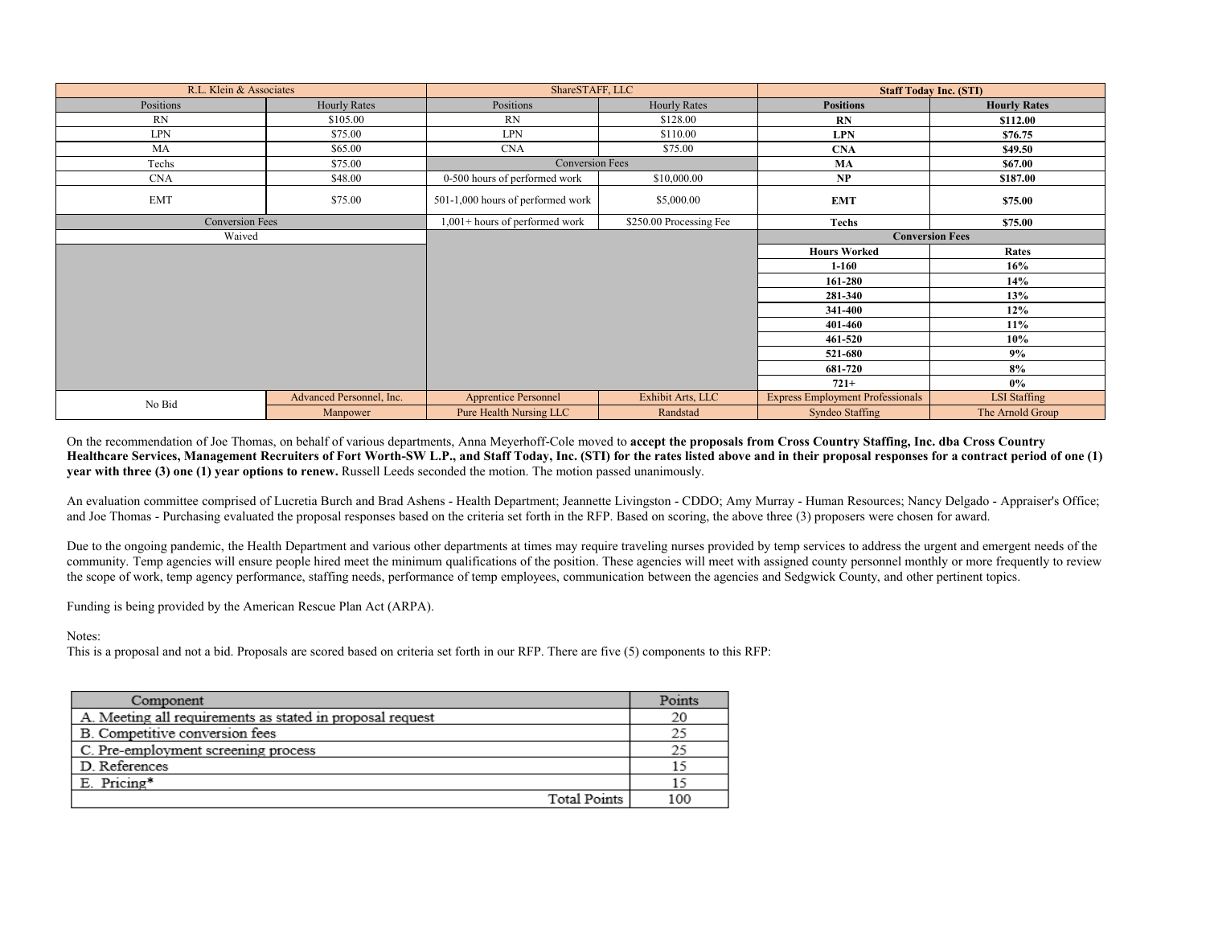| R.L. Klein & Associates | | ShareSTAFF, LLC | | **Staff Today Inc. (STI)** | |
|---|---|---|---|---|---|
| Positions | Hourly Rates | Positions | Hourly Rates | **Positions** | **Hourly Rates** |
| RN | $105.00 | RN | $128.00 | **RN** | **$112.00** |
| LPN | $75.00 | LPN | $110.00 | **LPN** | **$76.75** |
| MA | $65.00 | CNA | $75.00 | **CNA** | **$49.50** |
| Techs | $75.00 | Conversion Fees | | **MA** | **$67.00** |
| CNA | $48.00 | 0-500 hours of performed work | $10,000.00 | **NP** | **$187.00** |
| EMT | $75.00 | 501-1,000 hours of performed work | $5,000.00 | **EMT** | **$75.00** |
| Conversion Fees | | 1,001+ hours of performed work | $250.00 Processing Fee | **Techs** | **$75.00** |
| Waived | | | | **Conversion Fees** | |
| | | | | **Hours Worked** | **Rates** |
| | | | | **1-160** | **16%** |
| | | | | **161-280** | **14%** |
| | | | | **281-340** | **13%** |
| | | | | **341-400** | **12%** |
| | | | | **401-460** | **11%** |
| | | | | **461-520** | **10%** |
| | | | | **521-680** | **9%** |
| | | | | **681-720** | **8%** |
| | | | | **721+** | **0%** |
| No Bid | Advanced Personnel, Inc. | Apprentice Personnel | Exhibit Arts, LLC | Express Employment Professionals | LSI Staffing |
| | Manpower | Pure Health Nursing LLC | Randstad | Syndeo Staffing | The Arnold Group |

On the recommendation of Joe Thomas, on behalf of various departments, Anna Meyerhoff-Cole moved to **accept the proposals from Cross Country Staffing, Inc. dba Cross Country Healthcare Services, Management Recruiters of Fort Worth-SW L.P., and Staff Today, Inc. (STI) for the rates listed above and in their proposal responses for a contract period of one (1) year with three (3) one (1) year options to renew.** Russell Leeds seconded the motion. The motion passed unanimously.

An evaluation committee comprised of Lucretia Burch and Brad Ashens - Health Department; Jeannette Livingston - CDDO; Amy Murray - Human Resources; Nancy Delgado - Appraiser's Office; and Joe Thomas - Purchasing evaluated the proposal responses based on the criteria set forth in the RFP. Based on scoring, the above three (3) proposers were chosen for award.

Due to the ongoing pandemic, the Health Department and various other departments at times may require traveling nurses provided by temp services to address the urgent and emergent needs of the community. Temp agencies will ensure people hired meet the minimum qualifications of the position. These agencies will meet with assigned county personnel monthly or more frequently to review the scope of work, temp agency performance, staffing needs, performance of temp employees, communication between the agencies and Sedgwick County, and other pertinent topics.

Funding is being provided by the American Rescue Plan Act (ARPA).

Notes:
This is a proposal and not a bid. Proposals are scored based on criteria set forth in our RFP. There are five (5) components to this RFP:

| Component | Points |
|---|---|
| A. Meeting all requirements as stated in proposal request | 20 |
| B. Competitive conversion fees | 25 |
| C. Pre-employment screening process | 25 |
| D. References | 15 |
| E. Pricing* | 15 |
| Total Points | 100 |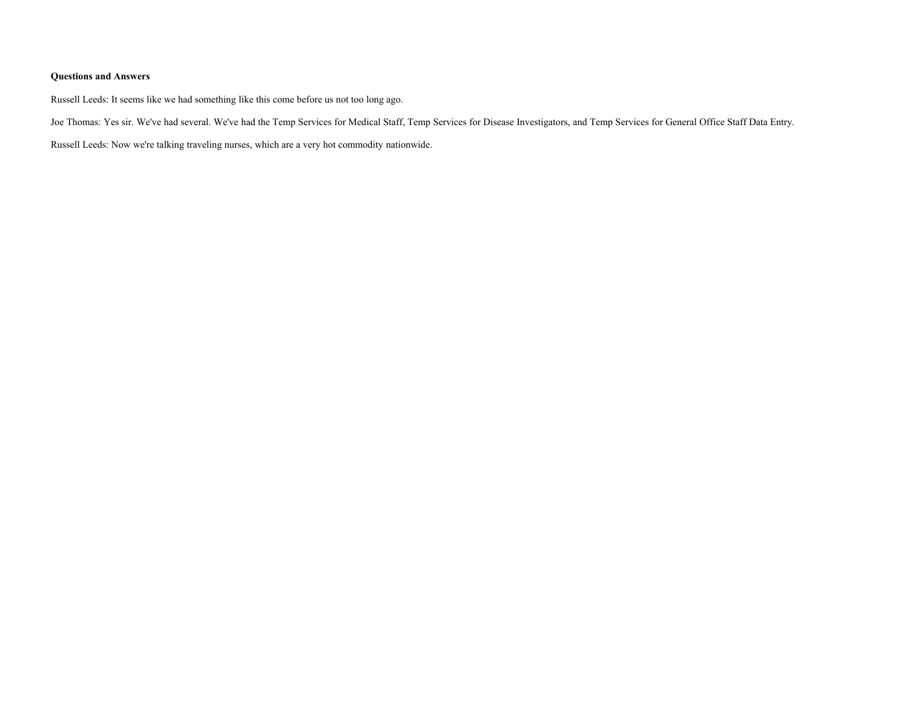**Questions and Answers**

Russell Leeds: It seems like we had something like this come before us not too long ago.

Joe Thomas: Yes sir. We've had several. We've had the Temp Services for Medical Staff, Temp Services for Disease Investigators, and Temp Services for General Office Staff Data Entry.

Russell Leeds: Now we're talking traveling nurses, which are a very hot commodity nationwide.